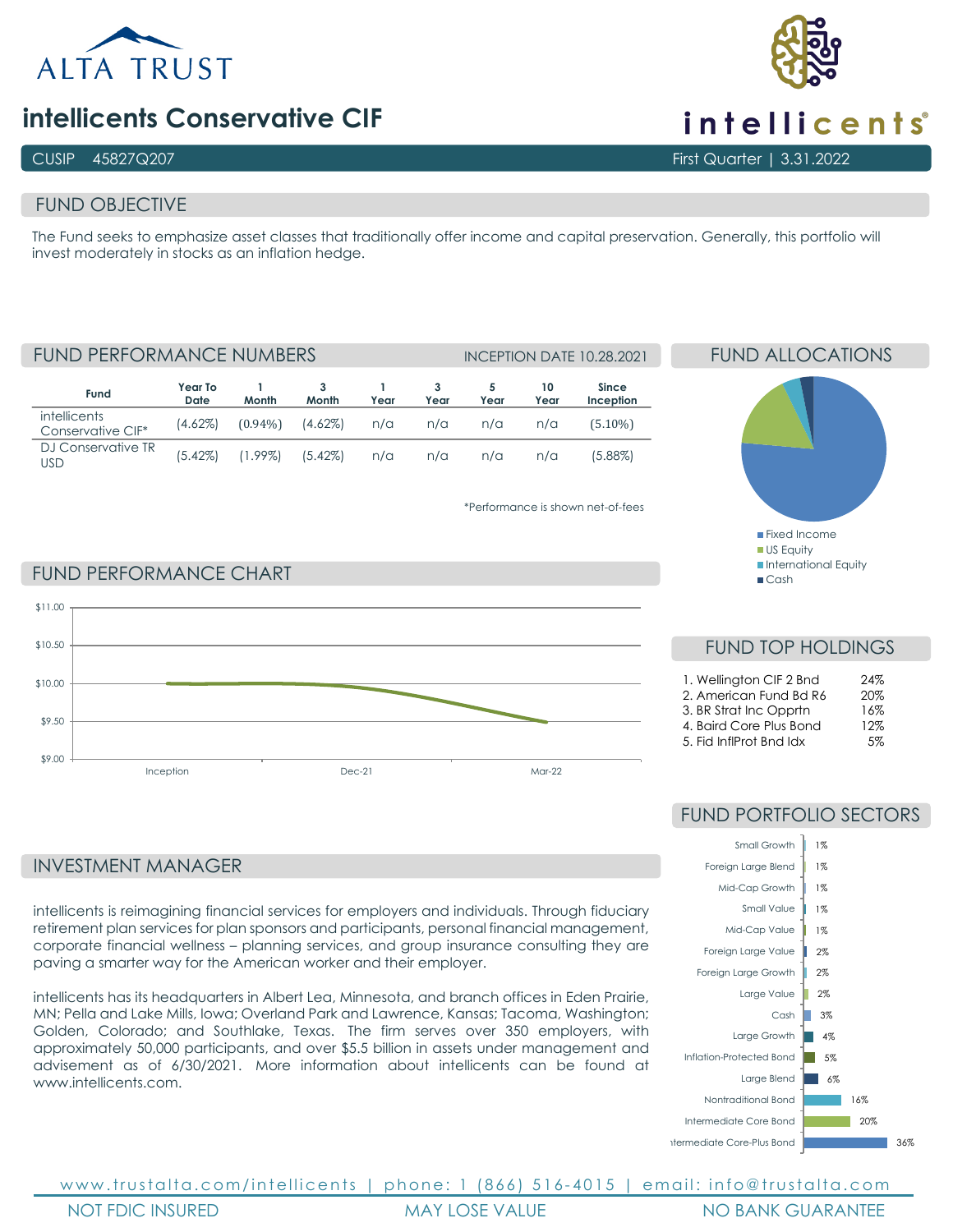ALTA TRUST

# intellicents Conservative CIF

intellicents®

CUSIP 45827Q207

First Quarter | 3.31.2022

## FUND OBJECTIVE

The Fund seeks to emphasize asset classes that traditionally offer income and capital preservation. Generally, this portfolio will invest moderately in stocks as an inflation hedge.

## FUND PERFORMANCE NUMBERS

INCEPTION DATE 10.28.2021

| Fund | Year To Date | 1 Month | 3 Month | 1 Year | 3 Year | 5 Year | 10 Year | Since Inception |
|---|---|---|---|---|---|---|---|---|
| intellicents Conservative CIF* | (4.62%) | (0.94%) | (4.62%) | n/a | n/a | n/a | n/a | (5.10%) |
| DJ Conservative TR USD | (5.42%) | (1.99%) | (5.42%) | n/a | n/a | n/a | n/a | (5.88%) |

*Performance is shown net-of-fees

## FUND ALLOCATIONS

- Fixed Income
- US Equity
- International Equity
- Cash

## FUND PERFORMANCE CHART

$11.00, $10.50, $10.00, $9.50, $9.00

Inception, Dec-21, Mar-22

## FUND TOP HOLDINGS

| Holding | Weight |
|---|---|
| 1. Wellington CIF 2 Bnd | 24% |
| 2. American Fund Bd R6 | 20% |
| 3. BR Strat Inc Opprtn | 16% |
| 4. Baird Core Plus Bond | 12% |
| 5. Fid InflProt Bnd Idx | 5% |

## FUND PORTFOLIO SECTORS

| Sector | Weight |
|---|---|
| Small Growth | 1% |
| Foreign Large Blend | 1% |
| Mid-Cap Growth | 1% |
| Small Value | 1% |
| Mid-Cap Value | 1% |
| Foreign Large Value | 2% |
| Foreign Large Growth | 2% |
| Large Value | 2% |
| Cash | 3% |
| Large Growth | 4% |
| Inflation-Protected Bond | 5% |
| Large Blend | 6% |
| Nontraditional Bond | 16% |
| Intermediate Core Bond | 20% |
| Intermediate Core-Plus Bond | 36% |

## INVESTMENT MANAGER

intellicents is reimagining financial services for employers and individuals. Through fiduciary retirement plan services for plan sponsors and participants, personal financial management, corporate financial wellness – planning services, and group insurance consulting they are paving a smarter way for the American worker and their employer.

intellicents has its headquarters in Albert Lea, Minnesota, and branch offices in Eden Prairie, MN; Pella and Lake Mills, Iowa; Overland Park and Lawrence, Kansas; Tacoma, Washington; Golden, Colorado; and Southlake, Texas. The firm serves over 350 employers, with approximately 50,000 participants, and over $5.5 billion in assets under management and advisement as of 6/30/2021. More information about intellicents can be found at www.intellicents.com.

www.trustalta.com/intellicents | phone: 1 (866) 516-4015 | email: info@trustalta.com

NOT FDIC INSURED | MAY LOSE VALUE | NO BANK GUARANTEE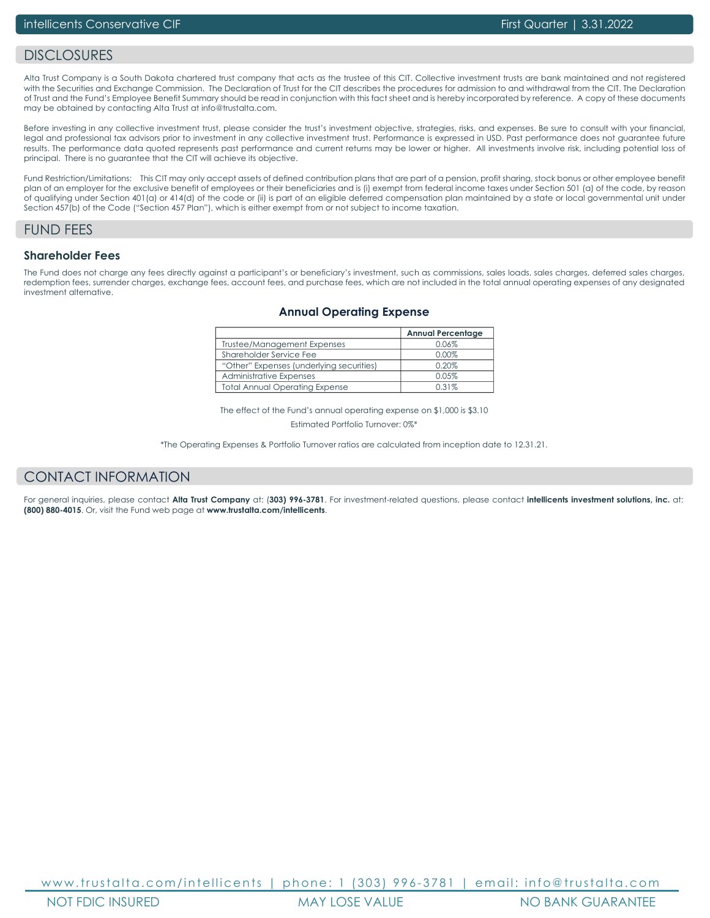## DISCLOSURES

Alta Trust Company is a South Dakota chartered trust company that acts as the trustee of this CIT. Collective investment trusts are bank maintained and not registered with the Securities and Exchange Commission. The Declaration of Trust for the CIT describes the procedures for admission to and withdrawal from the CIT. The Declaration of Trust and the Fund's Employee Benefit Summary should be read in conjunction with this fact sheet and is hereby incorporated by reference. A copy of these documents may be obtained by contacting Alta Trust at info@trustalta.com.

Before investing in any collective investment trust, please consider the trust's investment objective, strategies, risks, and expenses. Be sure to consult with your financial, legal and professional tax advisors prior to investment in any collective investment trust. Performance is expressed in USD. Past performance does not guarantee future results. The performance data quoted represents past performance and current returns may be lower or higher. All investments involve risk, including potential loss of principal. There is no guarantee that the CIT will achieve its objective.

Fund Restriction/Limitations: This CIT may only accept assets of defined contribution plans that are part of a pension, profit sharing, stock bonus or other employee benefit plan of an employer for the exclusive benefit of employees or their beneficiaries and is (i) exempt from federal income taxes under Section 501 (a) of the code, by reason of qualifying under Section 401(a) or 414(d) of the code or (ii) is part of an eligible deferred compensation plan maintained by a state or local governmental unit under Section 457(b) of the Code ("Section 457 Plan"), which is either exempt from or not subject to income taxation.

## FUND FEES

### Shareholder Fees

The Fund does not charge any fees directly against a participant's or beneficiary's investment, such as commissions, sales loads, sales charges, deferred sales charges, redemption fees, surrender charges, exchange fees, account fees, and purchase fees, which are not included in the total annual operating expenses of any designated investment alternative.

### Annual Operating Expense

| | Annual Percentage |
|---|---|
| Trustee/Management Expenses | 0.06% |
| Shareholder Service Fee | 0.00% |
| "Other" Expenses (underlying securities) | 0.20% |
| Administrative Expenses | 0.05% |
| Total Annual Operating Expense | 0.31% |

The effect of the Fund's annual operating expense on $1,000 is $3.10

Estimated Portfolio Turnover: 0%*

*The Operating Expenses & Portfolio Turnover ratios are calculated from inception date to 12.31.21.

## CONTACT INFORMATION

For general inquiries, please contact **Alta Trust Company** at: (**303) 996-3781**. For investment-related questions, please contact **intellicents investment solutions, inc.** at: **(800) 880-4015**. Or, visit the Fund web page at **www.trustalta.com/intellicents**.

www.trustalta.com/intellicents | phone: 1 (303) 996-3781 | email: info@trustalta.com

NOT FDIC INSURED | MAY LOSE VALUE | NO BANK GUARANTEE